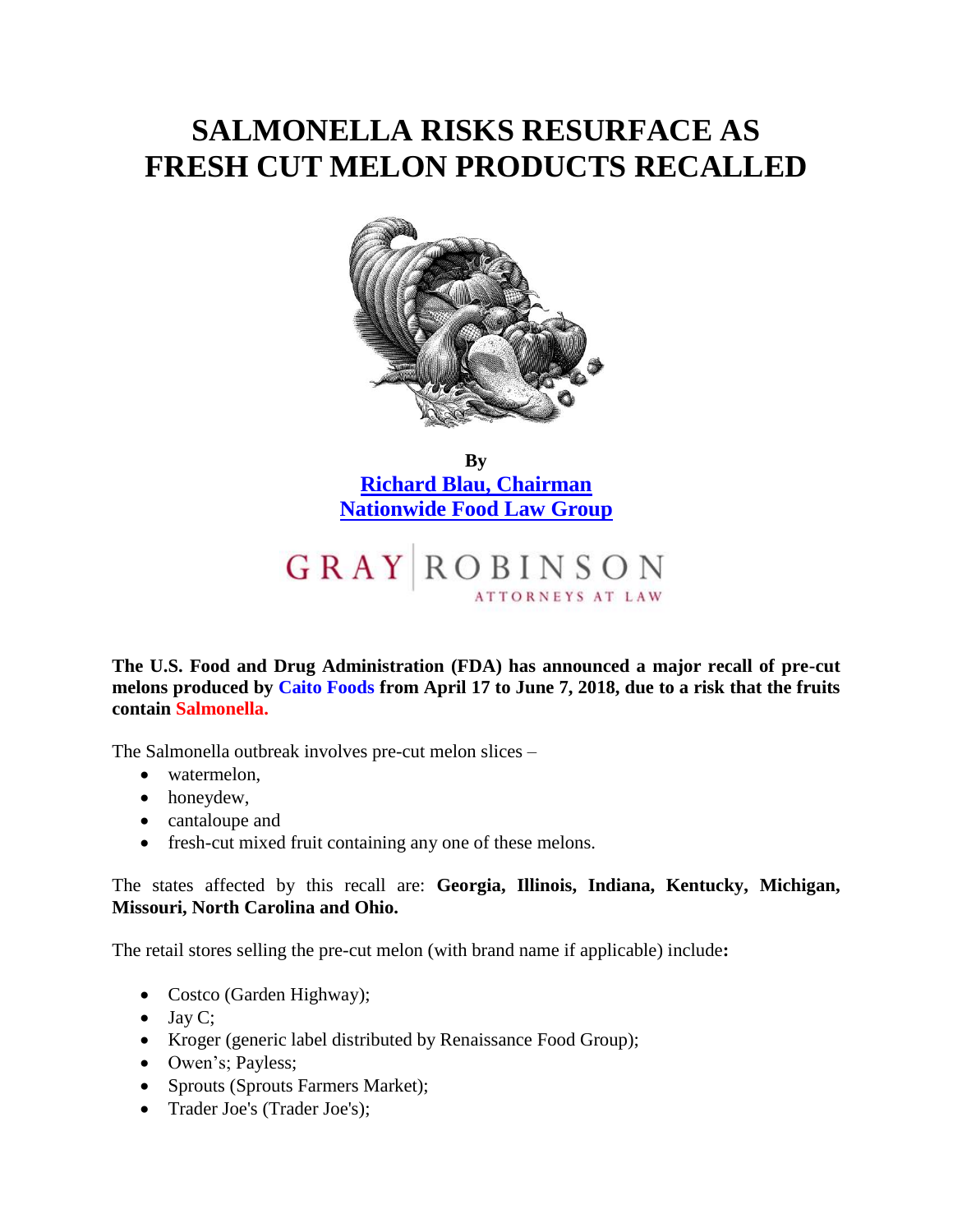# SALMONELLA RISKS RESURFACE AS FRESH CUT MELON PRODUCTS RECALLED

**By**
**[Richard Blau, Chairman](#)**
**[Nationwide Food Law Group](#)**

GRAY ROBINSON
ATTORNEYS AT LAW

**The U.S. Food and Drug Administration (FDA) has announced a major recall of pre-cut melons produced by Caito Foods from April 17 to June 7, 2018, due to a risk that the fruits contain Salmonella.**

The Salmonella outbreak involves pre-cut melon slices –

- watermelon,
- honeydew,
- cantaloupe and
- fresh-cut mixed fruit containing any one of these melons.

The states affected by this recall are: **Georgia, Illinois, Indiana, Kentucky, Michigan, Missouri, North Carolina and Ohio.**

The retail stores selling the pre-cut melon (with brand name if applicable) include**:**

- Costco (Garden Highway);
- Jay C;
- Kroger (generic label distributed by Renaissance Food Group);
- Owen's; Payless;
- Sprouts (Sprouts Farmers Market);
- Trader Joe's (Trader Joe's);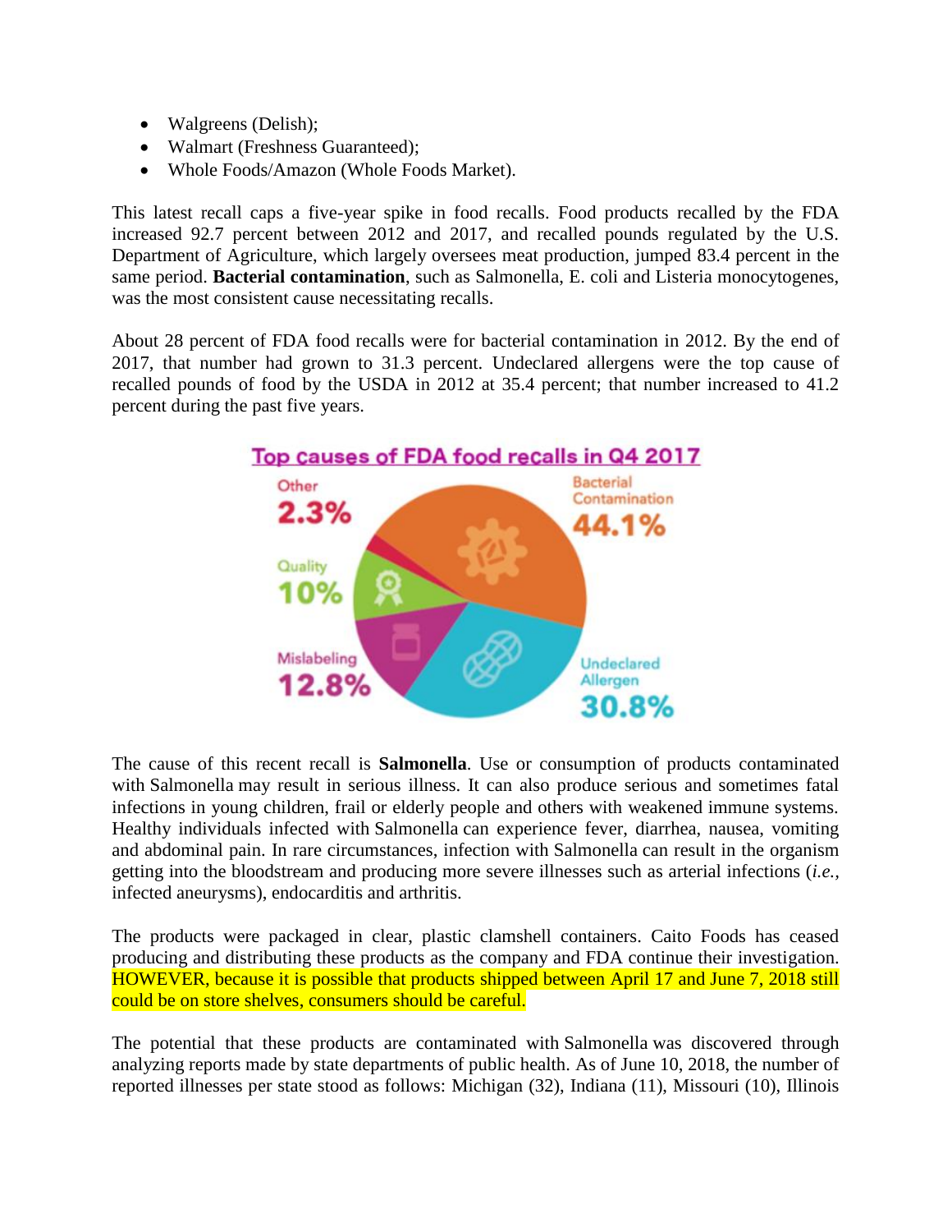- Walgreens (Delish);
- Walmart (Freshness Guaranteed);
- Whole Foods/Amazon (Whole Foods Market).

This latest recall caps a five-year spike in food recalls. Food products recalled by the FDA increased 92.7 percent between 2012 and 2017, and recalled pounds regulated by the U.S. Department of Agriculture, which largely oversees meat production, jumped 83.4 percent in the same period. **Bacterial contamination**, such as Salmonella, E. coli and Listeria monocytogenes, was the most consistent cause necessitating recalls.

About 28 percent of FDA food recalls were for bacterial contamination in 2012. By the end of 2017, that number had grown to 31.3 percent. Undeclared allergens were the top cause of recalled pounds of food by the USDA in 2012 at 35.4 percent; that number increased to 41.2 percent during the past five years.

**Top causes of FDA food recalls in Q4 2017**

| Cause | Percentage |
|---|---|
| Bacterial Contamination | 44.1% |
| Undeclared Allergen | 30.8% |
| Mislabeling | 12.8% |
| Quality | 10% |
| Other | 2.3% |

The cause of this recent recall is **Salmonella**. Use or consumption of products contaminated with Salmonella may result in serious illness. It can also produce serious and sometimes fatal infections in young children, frail or elderly people and others with weakened immune systems. Healthy individuals infected with Salmonella can experience fever, diarrhea, nausea, vomiting and abdominal pain. In rare circumstances, infection with Salmonella can result in the organism getting into the bloodstream and producing more severe illnesses such as arterial infections (*i.e.*, infected aneurysms), endocarditis and arthritis.

The products were packaged in clear, plastic clamshell containers. Caito Foods has ceased producing and distributing these products as the company and FDA continue their investigation. HOWEVER, because it is possible that products shipped between April 17 and June 7, 2018 still could be on store shelves, consumers should be careful.

The potential that these products are contaminated with Salmonella was discovered through analyzing reports made by state departments of public health. As of June 10, 2018, the number of reported illnesses per state stood as follows: Michigan (32), Indiana (11), Missouri (10), Illinois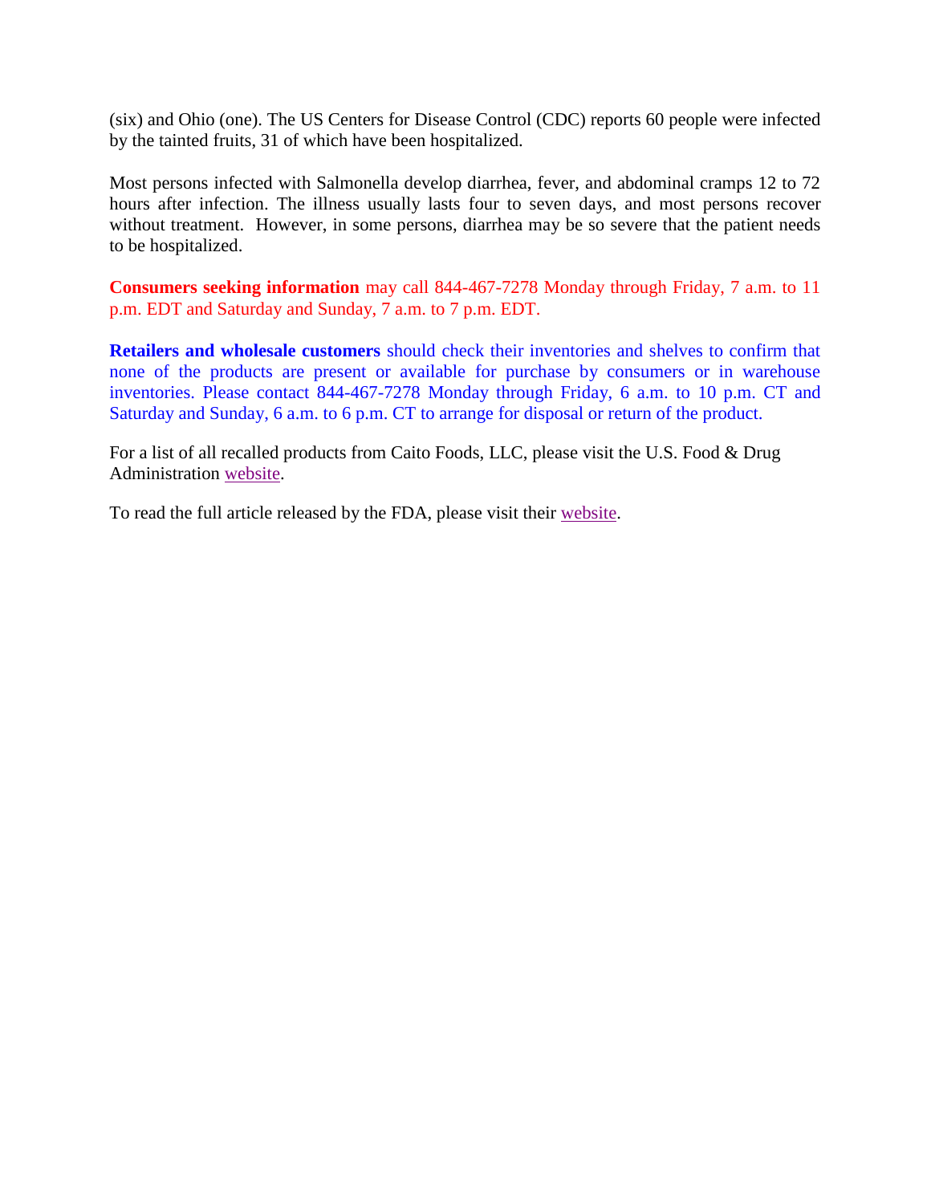(six) and Ohio (one). The US Centers for Disease Control (CDC) reports 60 people were infected by the tainted fruits, 31 of which have been hospitalized.

Most persons infected with Salmonella develop diarrhea, fever, and abdominal cramps 12 to 72 hours after infection. The illness usually lasts four to seven days, and most persons recover without treatment. However, in some persons, diarrhea may be so severe that the patient needs to be hospitalized.

**Consumers seeking information** may call 844-467-7278 Monday through Friday, 7 a.m. to 11 p.m. EDT and Saturday and Sunday, 7 a.m. to 7 p.m. EDT.

**Retailers and wholesale customers** should check their inventories and shelves to confirm that none of the products are present or available for purchase by consumers or in warehouse inventories. Please contact 844-467-7278 Monday through Friday, 6 a.m. to 10 p.m. CT and Saturday and Sunday, 6 a.m. to 6 p.m. CT to arrange for disposal or return of the product.

For a list of all recalled products from Caito Foods, LLC, please visit the U.S. Food & Drug Administration website.

To read the full article released by the FDA, please visit their website.